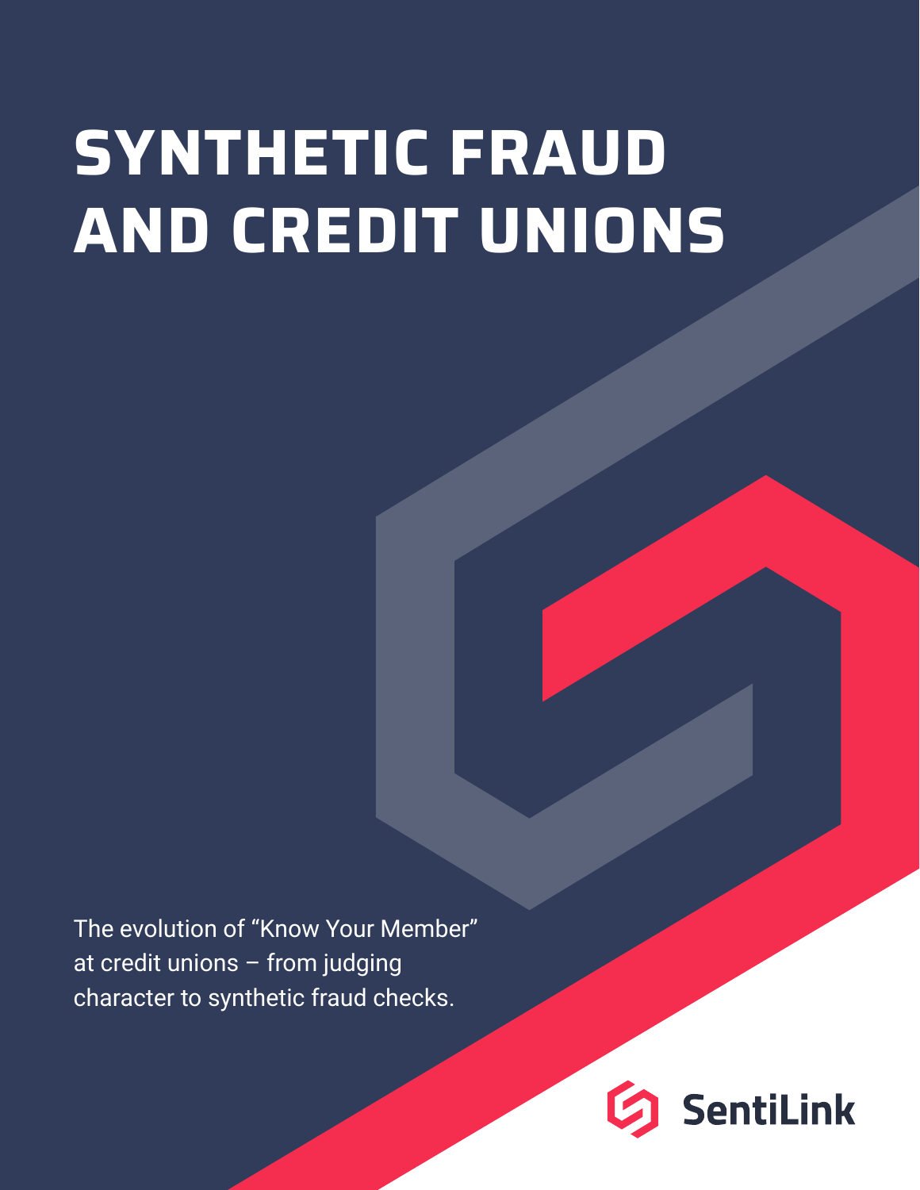# SYNTHETIC FRAUD AND CREDIT UNIONS

The evolution of “Know Your Member” at credit unions – from judging character to synthetic fraud checks.

SentiLink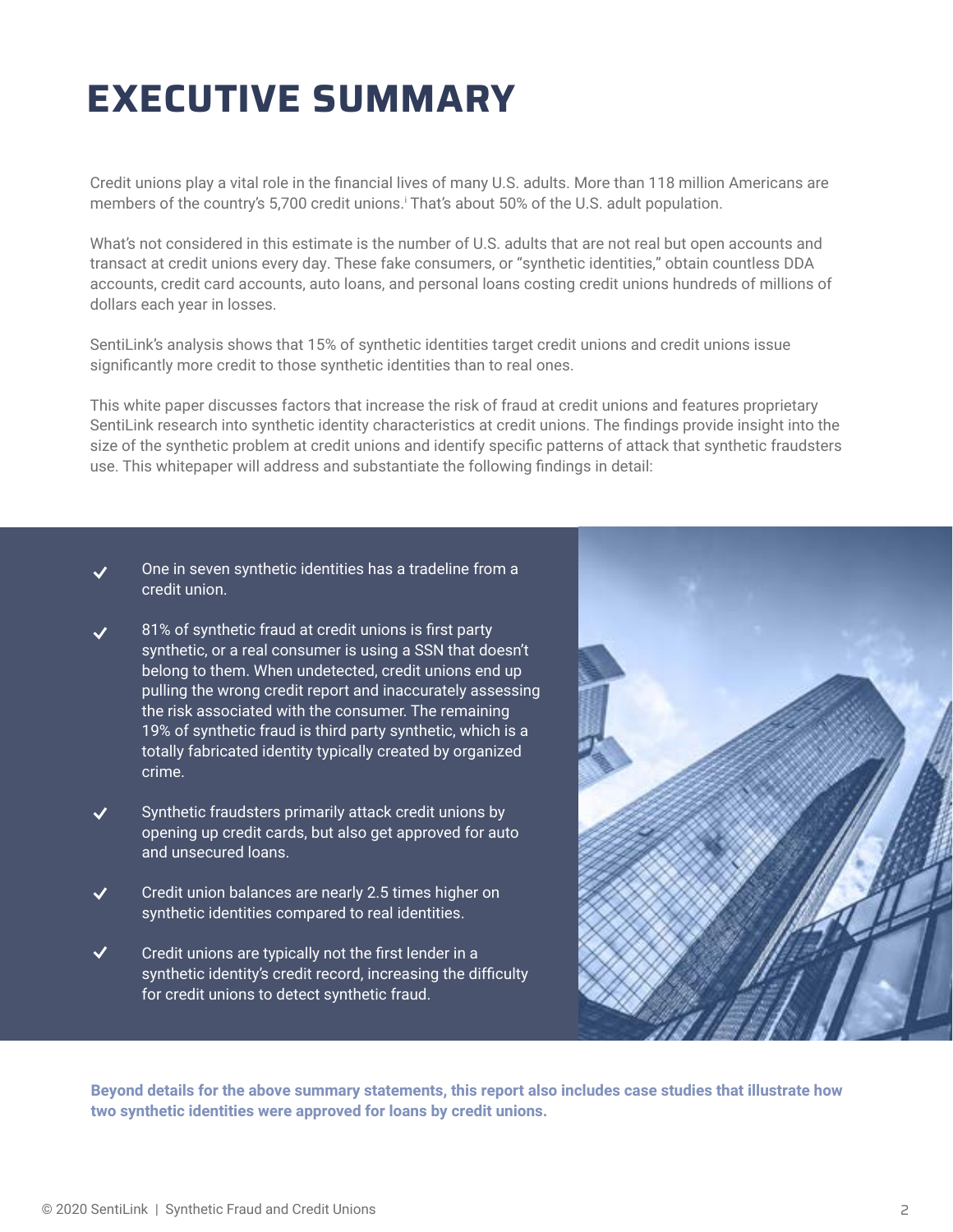# EXECUTIVE SUMMARY

Credit unions play a vital role in the financial lives of many U.S. adults. More than 118 million Americans are members of the country's 5,700 credit unions.[i] That's about 50% of the U.S. adult population.

What's not considered in this estimate is the number of U.S. adults that are not real but open accounts and transact at credit unions every day. These fake consumers, or "synthetic identities," obtain countless DDA accounts, credit card accounts, auto loans, and personal loans costing credit unions hundreds of millions of dollars each year in losses.

SentiLink's analysis shows that 15% of synthetic identities target credit unions and credit unions issue significantly more credit to those synthetic identities than to real ones.

This white paper discusses factors that increase the risk of fraud at credit unions and features proprietary SentiLink research into synthetic identity characteristics at credit unions. The findings provide insight into the size of the synthetic problem at credit unions and identify specific patterns of attack that synthetic fraudsters use. This whitepaper will address and substantiate the following findings in detail:

- ✓ One in seven synthetic identities has a tradeline from a credit union.
- ✓ 81% of synthetic fraud at credit unions is first party synthetic, or a real consumer is using a SSN that doesn't belong to them. When undetected, credit unions end up pulling the wrong credit report and inaccurately assessing the risk associated with the consumer. The remaining 19% of synthetic fraud is third party synthetic, which is a totally fabricated identity typically created by organized crime.
- ✓ Synthetic fraudsters primarily attack credit unions by opening up credit cards, but also get approved for auto and unsecured loans.
- ✓ Credit union balances are nearly 2.5 times higher on synthetic identities compared to real identities.
- ✓ Credit unions are typically not the first lender in a synthetic identity's credit record, increasing the difficulty for credit unions to detect synthetic fraud.

**Beyond details for the above summary statements, this report also includes case studies that illustrate how two synthetic identities were approved for loans by credit unions.**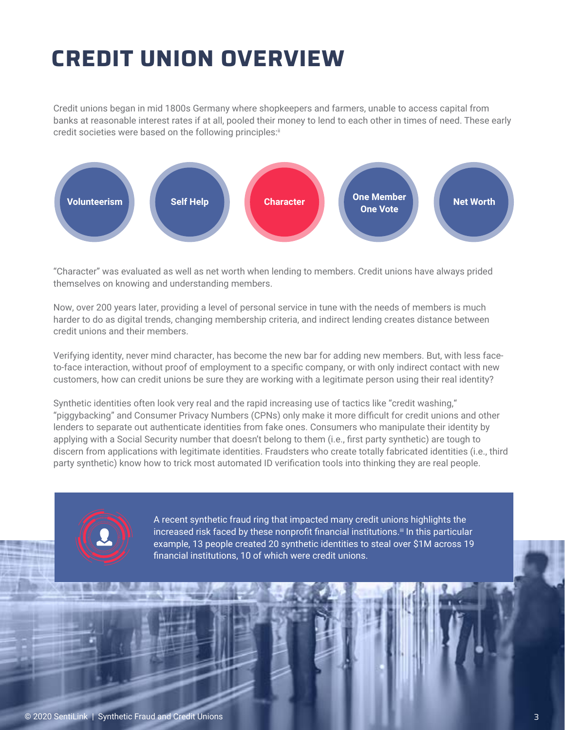# CREDIT UNION OVERVIEW

Credit unions began in mid 1800s Germany where shopkeepers and farmers, unable to access capital from banks at reasonable interest rates if at all, pooled their money to lend to each other in times of need. These early credit societies were based on the following principles:[ii]

- Volunteerism
- Self Help
- Character
- One Member One Vote
- Net Worth

"Character" was evaluated as well as net worth when lending to members. Credit unions have always prided themselves on knowing and understanding members.

Now, over 200 years later, providing a level of personal service in tune with the needs of members is much harder to do as digital trends, changing membership criteria, and indirect lending creates distance between credit unions and their members.

Verifying identity, never mind character, has become the new bar for adding new members. But, with less face-to-face interaction, without proof of employment to a specific company, or with only indirect contact with new customers, how can credit unions be sure they are working with a legitimate person using their real identity?

Synthetic identities often look very real and the rapid increasing use of tactics like "credit washing," "piggybacking" and Consumer Privacy Numbers (CPNs) only make it more difficult for credit unions and other lenders to separate out authenticate identities from fake ones. Consumers who manipulate their identity by applying with a Social Security number that doesn't belong to them (i.e., first party synthetic) are tough to discern from applications with legitimate identities. Fraudsters who create totally fabricated identities (i.e., third party synthetic) know how to trick most automated ID verification tools into thinking they are real people.

A recent synthetic fraud ring that impacted many credit unions highlights the increased risk faced by these nonprofit financial institutions.[iii] In this particular example, 13 people created 20 synthetic identities to steal over $1M across 19 financial institutions, 10 of which were credit unions.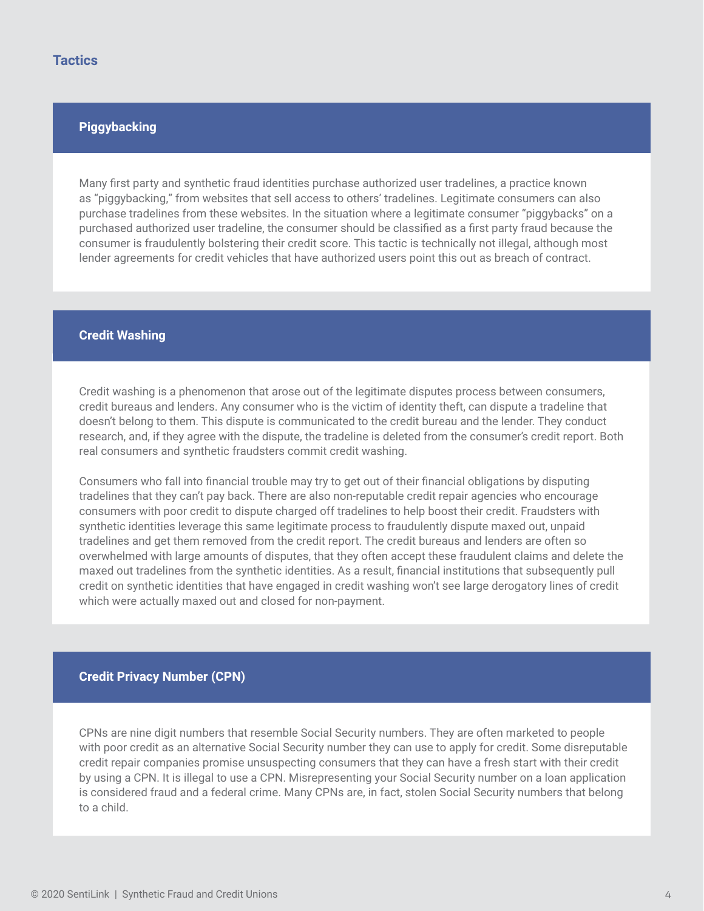## Tactics

### Piggybacking

Many first party and synthetic fraud identities purchase authorized user tradelines, a practice known as "piggybacking," from websites that sell access to others' tradelines. Legitimate consumers can also purchase tradelines from these websites. In the situation where a legitimate consumer "piggybacks" on a purchased authorized user tradeline, the consumer should be classified as a first party fraud because the consumer is fraudulently bolstering their credit score. This tactic is technically not illegal, although most lender agreements for credit vehicles that have authorized users point this out as breach of contract.

### Credit Washing

Credit washing is a phenomenon that arose out of the legitimate disputes process between consumers, credit bureaus and lenders. Any consumer who is the victim of identity theft, can dispute a tradeline that doesn't belong to them. This dispute is communicated to the credit bureau and the lender. They conduct research, and, if they agree with the dispute, the tradeline is deleted from the consumer's credit report. Both real consumers and synthetic fraudsters commit credit washing.

Consumers who fall into financial trouble may try to get out of their financial obligations by disputing tradelines that they can't pay back. There are also non-reputable credit repair agencies who encourage consumers with poor credit to dispute charged off tradelines to help boost their credit. Fraudsters with synthetic identities leverage this same legitimate process to fraudulently dispute maxed out, unpaid tradelines and get them removed from the credit report. The credit bureaus and lenders are often so overwhelmed with large amounts of disputes, that they often accept these fraudulent claims and delete the maxed out tradelines from the synthetic identities. As a result, financial institutions that subsequently pull credit on synthetic identities that have engaged in credit washing won't see large derogatory lines of credit which were actually maxed out and closed for non-payment.

### Credit Privacy Number (CPN)

CPNs are nine digit numbers that resemble Social Security numbers. They are often marketed to people with poor credit as an alternative Social Security number they can use to apply for credit. Some disreputable credit repair companies promise unsuspecting consumers that they can have a fresh start with their credit by using a CPN. It is illegal to use a CPN. Misrepresenting your Social Security number on a loan application is considered fraud and a federal crime. Many CPNs are, in fact, stolen Social Security numbers that belong to a child.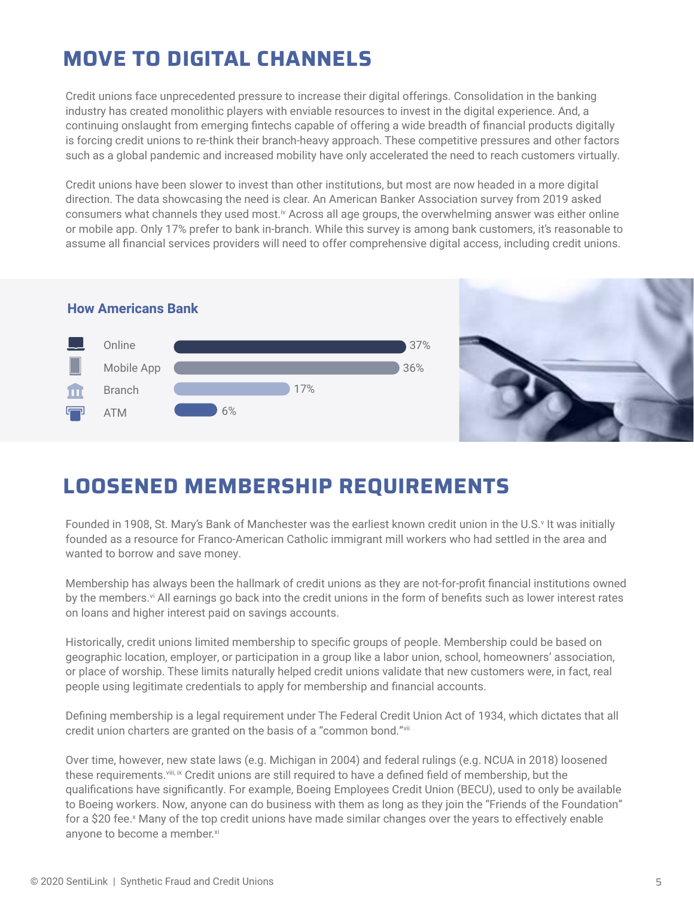# MOVE TO DIGITAL CHANNELS

Credit unions face unprecedented pressure to increase their digital offerings. Consolidation in the banking industry has created monolithic players with enviable resources to invest in the digital experience. And, a continuing onslaught from emerging fintechs capable of offering a wide breadth of financial products digitally is forcing credit unions to re-think their branch-heavy approach. These competitive pressures and other factors such as a global pandemic and increased mobility have only accelerated the need to reach customers virtually.

Credit unions have been slower to invest than other institutions, but most are now headed in a more digital direction. The data showcasing the need is clear. An American Banker Association survey from 2019 asked consumers what channels they used most.[iv] Across all age groups, the overwhelming answer was either online or mobile app. Only 17% prefer to bank in-branch. While this survey is among bank customers, it's reasonable to assume all financial services providers will need to offer comprehensive digital access, including credit unions.

### How Americans Bank

| Channel | Share |
|---|---|
| Online | 37% |
| Mobile App | 36% |
| Branch | 17% |
| ATM | 6% |

# LOOSENED MEMBERSHIP REQUIREMENTS

Founded in 1908, St. Mary's Bank of Manchester was the earliest known credit union in the U.S.[v] It was initially founded as a resource for Franco-American Catholic immigrant mill workers who had settled in the area and wanted to borrow and save money.

Membership has always been the hallmark of credit unions as they are not-for-profit financial institutions owned by the members.[vi] All earnings go back into the credit unions in the form of benefits such as lower interest rates on loans and higher interest paid on savings accounts.

Historically, credit unions limited membership to specific groups of people. Membership could be based on geographic location, employer, or participation in a group like a labor union, school, homeowners' association, or place of worship. These limits naturally helped credit unions validate that new customers were, in fact, real people using legitimate credentials to apply for membership and financial accounts.

Defining membership is a legal requirement under The Federal Credit Union Act of 1934, which dictates that all credit union charters are granted on the basis of a "common bond."[vii]

Over time, however, new state laws (e.g. Michigan in 2004) and federal rulings (e.g. NCUA in 2018) loosened these requirements.[viii, ix] Credit unions are still required to have a defined field of membership, but the qualifications have significantly. For example, Boeing Employees Credit Union (BECU), used to only be available to Boeing workers. Now, anyone can do business with them as long as they join the "Friends of the Foundation" for a $20 fee.[x] Many of the top credit unions have made similar changes over the years to effectively enable anyone to become a member.[xi]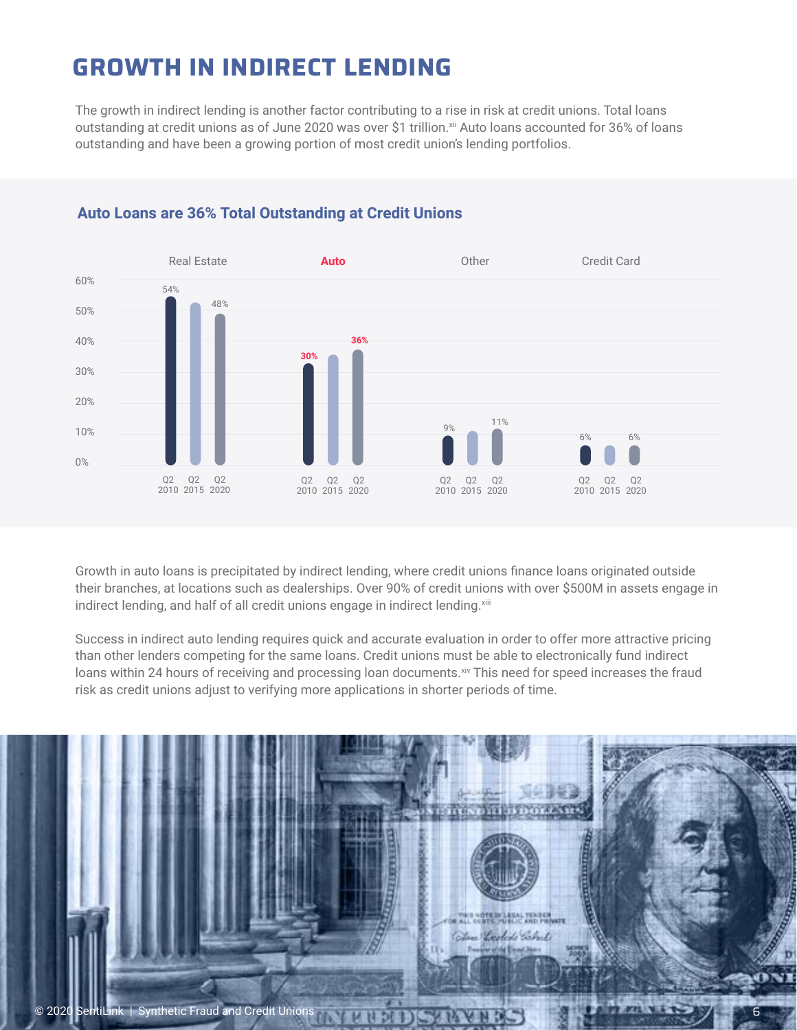# GROWTH IN INDIRECT LENDING

The growth in indirect lending is another factor contributing to a rise in risk at credit unions. Total loans outstanding at credit unions as of June 2020 was over $1 trillion.[xii] Auto loans accounted for 36% of loans outstanding and have been a growing portion of most credit union's lending portfolios.

### Auto Loans are 36% Total Outstanding at Credit Unions

| | Q2 2010 | Q2 2015 | Q2 2020 |
|---|---|---|---|
| Real Estate | 54% | | 48% |
| Auto | 30% | | 36% |
| Other | 9% | | 11% |
| Credit Card | 6% | | 6% |

Growth in auto loans is precipitated by indirect lending, where credit unions finance loans originated outside their branches, at locations such as dealerships. Over 90% of credit unions with over $500M in assets engage in indirect lending, and half of all credit unions engage in indirect lending.[xiii]

Success in indirect auto lending requires quick and accurate evaluation in order to offer more attractive pricing than other lenders competing for the same loans. Credit unions must be able to electronically fund indirect loans within 24 hours of receiving and processing loan documents.[xiv] This need for speed increases the fraud risk as credit unions adjust to verifying more applications in shorter periods of time.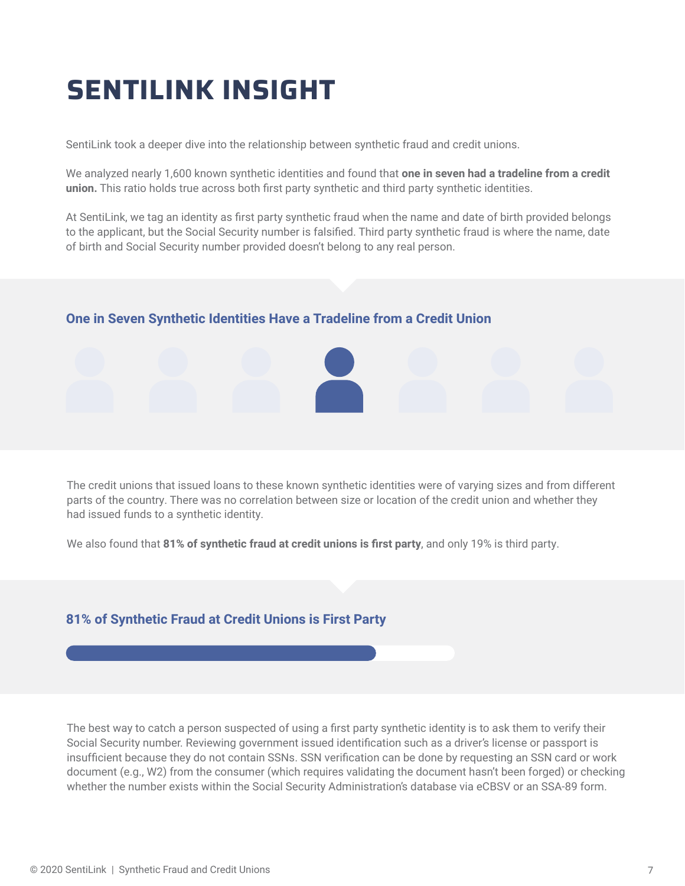# SENTILINK INSIGHT

SentiLink took a deeper dive into the relationship between synthetic fraud and credit unions.

We analyzed nearly 1,600 known synthetic identities and found that **one in seven had a tradeline from a credit union.** This ratio holds true across both first party synthetic and third party synthetic identities.

At SentiLink, we tag an identity as first party synthetic fraud when the name and date of birth provided belongs to the applicant, but the Social Security number is falsified. Third party synthetic fraud is where the name, date of birth and Social Security number provided doesn't belong to any real person.

### One in Seven Synthetic Identities Have a Tradeline from a Credit Union

The credit unions that issued loans to these known synthetic identities were of varying sizes and from different parts of the country. There was no correlation between size or location of the credit union and whether they had issued funds to a synthetic identity.

We also found that **81% of synthetic fraud at credit unions is first party**, and only 19% is third party.

### 81% of Synthetic Fraud at Credit Unions is First Party

The best way to catch a person suspected of using a first party synthetic identity is to ask them to verify their Social Security number. Reviewing government issued identification such as a driver's license or passport is insufficient because they do not contain SSNs. SSN verification can be done by requesting an SSN card or work document (e.g., W2) from the consumer (which requires validating the document hasn't been forged) or checking whether the number exists within the Social Security Administration's database via eCBSV or an SSA-89 form.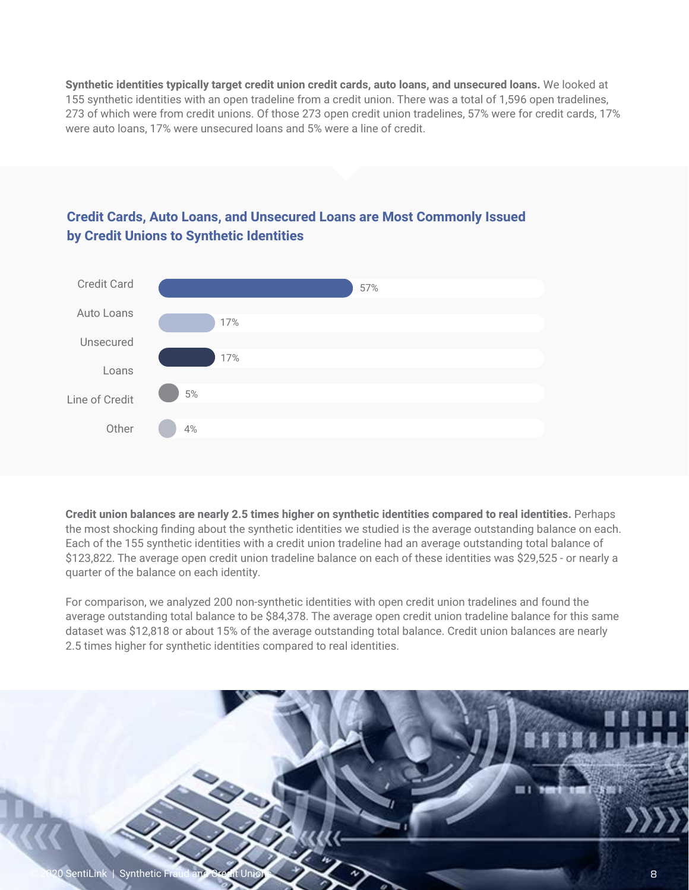**Synthetic identities typically target credit union credit cards, auto loans, and unsecured loans.** We looked at 155 synthetic identities with an open tradeline from a credit union. There was a total of 1,596 open tradelines, 273 of which were from credit unions. Of those 273 open credit union tradelines, 57% were for credit cards, 17% were auto loans, 17% were unsecured loans and 5% were a line of credit.

## Credit Cards, Auto Loans, and Unsecured Loans are Most Commonly Issued by Credit Unions to Synthetic Identities

| Tradeline Type | Percentage |
|---|---|
| Credit Card | 57% |
| Auto Loans | 17% |
| Unsecured Loans | 17% |
| Line of Credit | 5% |
| Other | 4% |

**Credit union balances are nearly 2.5 times higher on synthetic identities compared to real identities.** Perhaps the most shocking finding about the synthetic identities we studied is the average outstanding balance on each. Each of the 155 synthetic identities with a credit union tradeline had an average outstanding total balance of $123,822. The average open credit union tradeline balance on each of these identities was $29,525 - or nearly a quarter of the balance on each identity.

For comparison, we analyzed 200 non-synthetic identities with open credit union tradelines and found the average outstanding total balance to be $84,378. The average open credit union tradeline balance for this same dataset was $12,818 or about 15% of the average outstanding total balance. Credit union balances are nearly 2.5 times higher for synthetic identities compared to real identities.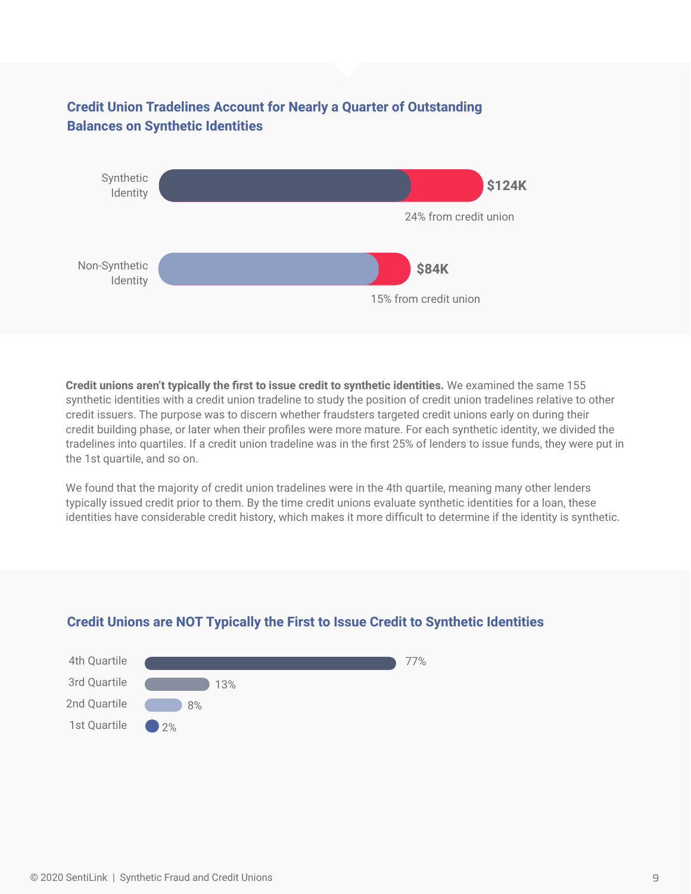## Credit Union Tradelines Account for Nearly a Quarter of Outstanding Balances on Synthetic Identities

| | Total Balance | Share from credit union |
|---|---|---|
| Synthetic Identity | $124K | 24% from credit union |
| Non-Synthetic Identity | $84K | 15% from credit union |

**Credit unions aren't typically the first to issue credit to synthetic identities.** We examined the same 155 synthetic identities with a credit union tradeline to study the position of credit union tradelines relative to other credit issuers. The purpose was to discern whether fraudsters targeted credit unions early on during their credit building phase, or later when their profiles were more mature. For each synthetic identity, we divided the tradelines into quartiles. If a credit union tradeline was in the first 25% of lenders to issue funds, they were put in the 1st quartile, and so on.

We found that the majority of credit union tradelines were in the 4th quartile, meaning many other lenders typically issued credit prior to them. By the time credit unions evaluate synthetic identities for a loan, these identities have considerable credit history, which makes it more difficult to determine if the identity is synthetic.

## Credit Unions are NOT Typically the First to Issue Credit to Synthetic Identities

| Quartile | Percentage |
|---|---|
| 4th Quartile | 77% |
| 3rd Quartile | 13% |
| 2nd Quartile | 8% |
| 1st Quartile | 2% |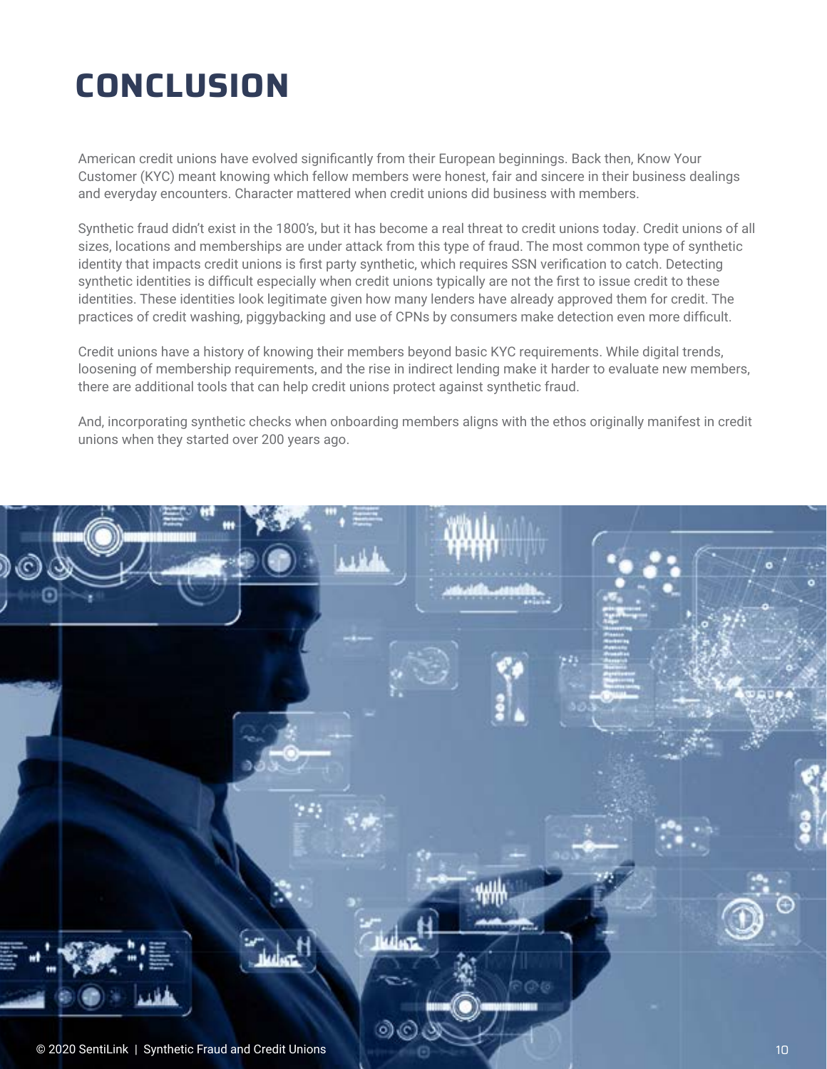# CONCLUSION

American credit unions have evolved significantly from their European beginnings. Back then, Know Your Customer (KYC) meant knowing which fellow members were honest, fair and sincere in their business dealings and everyday encounters. Character mattered when credit unions did business with members.

Synthetic fraud didn't exist in the 1800's, but it has become a real threat to credit unions today. Credit unions of all sizes, locations and memberships are under attack from this type of fraud. The most common type of synthetic identity that impacts credit unions is first party synthetic, which requires SSN verification to catch. Detecting synthetic identities is difficult especially when credit unions typically are not the first to issue credit to these identities. These identities look legitimate given how many lenders have already approved them for credit. The practices of credit washing, piggybacking and use of CPNs by consumers make detection even more difficult.

Credit unions have a history of knowing their members beyond basic KYC requirements. While digital trends, loosening of membership requirements, and the rise in indirect lending make it harder to evaluate new members, there are additional tools that can help credit unions protect against synthetic fraud.

And, incorporating synthetic checks when onboarding members aligns with the ethos originally manifest in credit unions when they started over 200 years ago.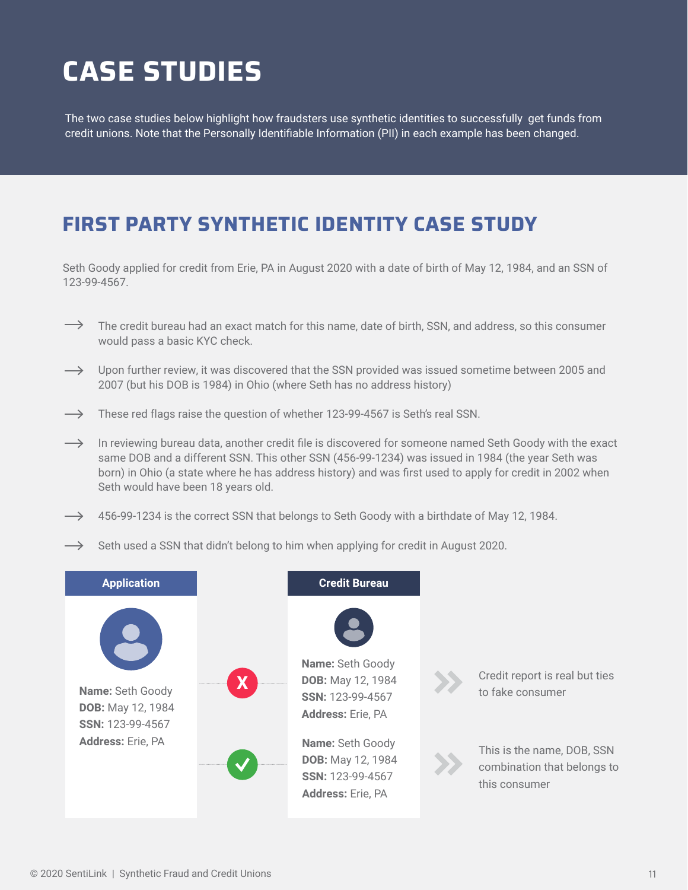# CASE STUDIES

The two case studies below highlight how fraudsters use synthetic identities to successfully get funds from credit unions. Note that the Personally Identifiable Information (PII) in each example has been changed.

## FIRST PARTY SYNTHETIC IDENTITY CASE STUDY

Seth Goody applied for credit from Erie, PA in August 2020 with a date of birth of May 12, 1984, and an SSN of 123-99-4567.

- → The credit bureau had an exact match for this name, date of birth, SSN, and address, so this consumer would pass a basic KYC check.
- → Upon further review, it was discovered that the SSN provided was issued sometime between 2005 and 2007 (but his DOB is 1984) in Ohio (where Seth has no address history)
- → These red flags raise the question of whether 123-99-4567 is Seth's real SSN.
- → In reviewing bureau data, another credit file is discovered for someone named Seth Goody with the exact same DOB and a different SSN. This other SSN (456-99-1234) was issued in 1984 (the year Seth was born) in Ohio (a state where he has address history) and was first used to apply for credit in 2002 when Seth would have been 18 years old.
- → 456-99-1234 is the correct SSN that belongs to Seth Goody with a birthdate of May 12, 1984.
- → Seth used a SSN that didn't belong to him when applying for credit in August 2020.

**Application**

**Name:** Seth Goody
**DOB:** May 12, 1984
**SSN:** 123-99-4567
**Address:** Erie, PA

**Credit Bureau**

X — **Name:** Seth Goody
**DOB:** May 12, 1984
**SSN:** 123-99-4567
**Address:** Erie, PA
» Credit report is real but ties to fake consumer

✓ — **Name:** Seth Goody
**DOB:** May 12, 1984
**SSN:** 123-99-4567
**Address:** Erie, PA
» This is the name, DOB, SSN combination that belongs to this consumer

© 2020 SentiLink | Synthetic Fraud and Credit Unions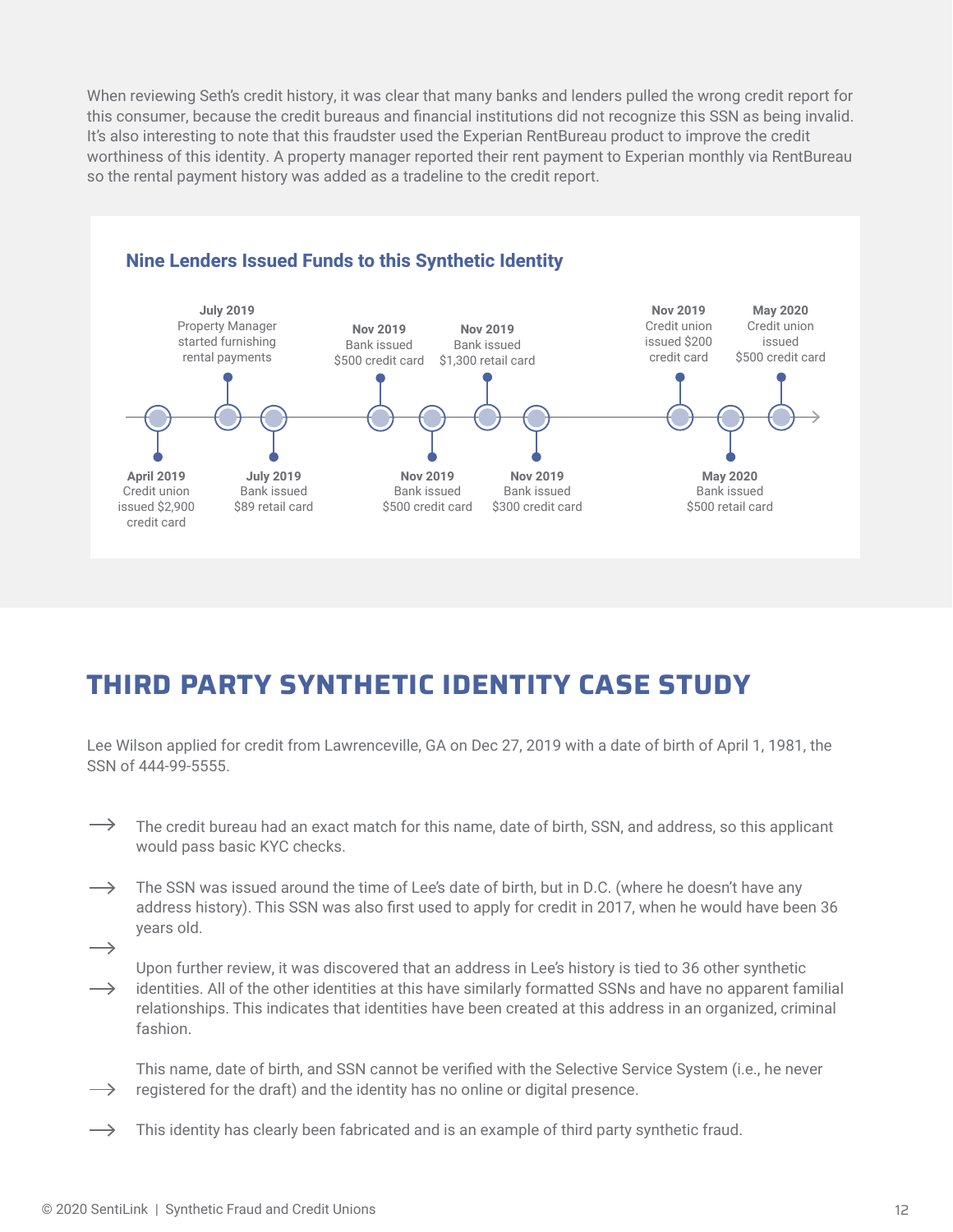When reviewing Seth's credit history, it was clear that many banks and lenders pulled the wrong credit report for this consumer, because the credit bureaus and financial institutions did not recognize this SSN as being invalid. It's also interesting to note that this fraudster used the Experian RentBureau product to improve the credit worthiness of this identity. A property manager reported their rent payment to Experian monthly via RentBureau so the rental payment history was added as a tradeline to the credit report.

### Nine Lenders Issued Funds to this Synthetic Identity

- **April 2019** Credit union issued $2,900 credit card
- **July 2019** Property Manager started furnishing rental payments
- **July 2019** Bank issued $89 retail card
- **Nov 2019** Bank issued $500 credit card
- **Nov 2019** Bank issued $500 credit card
- **Nov 2019** Bank issued $1,300 retail card
- **Nov 2019** Bank issued $300 credit card
- **Nov 2019** Credit union issued $200 credit card
- **May 2020** Bank issued $500 retail card
- **May 2020** Credit union issued $500 credit card

## THIRD PARTY SYNTHETIC IDENTITY CASE STUDY

Lee Wilson applied for credit from Lawrenceville, GA on Dec 27, 2019 with a date of birth of April 1, 1981, the SSN of 444-99-5555.

→ The credit bureau had an exact match for this name, date of birth, SSN, and address, so this applicant would pass basic KYC checks.

→ The SSN was issued around the time of Lee's date of birth, but in D.C. (where he doesn't have any address history). This SSN was also first used to apply for credit in 2017, when he would have been 36 years old.

→ Upon further review, it was discovered that an address in Lee's history is tied to 36 other synthetic identities. All of the other identities at this have similarly formatted SSNs and have no apparent familial relationships. This indicates that identities have been created at this address in an organized, criminal fashion.

→ This name, date of birth, and SSN cannot be verified with the Selective Service System (i.e., he never registered for the draft) and the identity has no online or digital presence.

→ This identity has clearly been fabricated and is an example of third party synthetic fraud.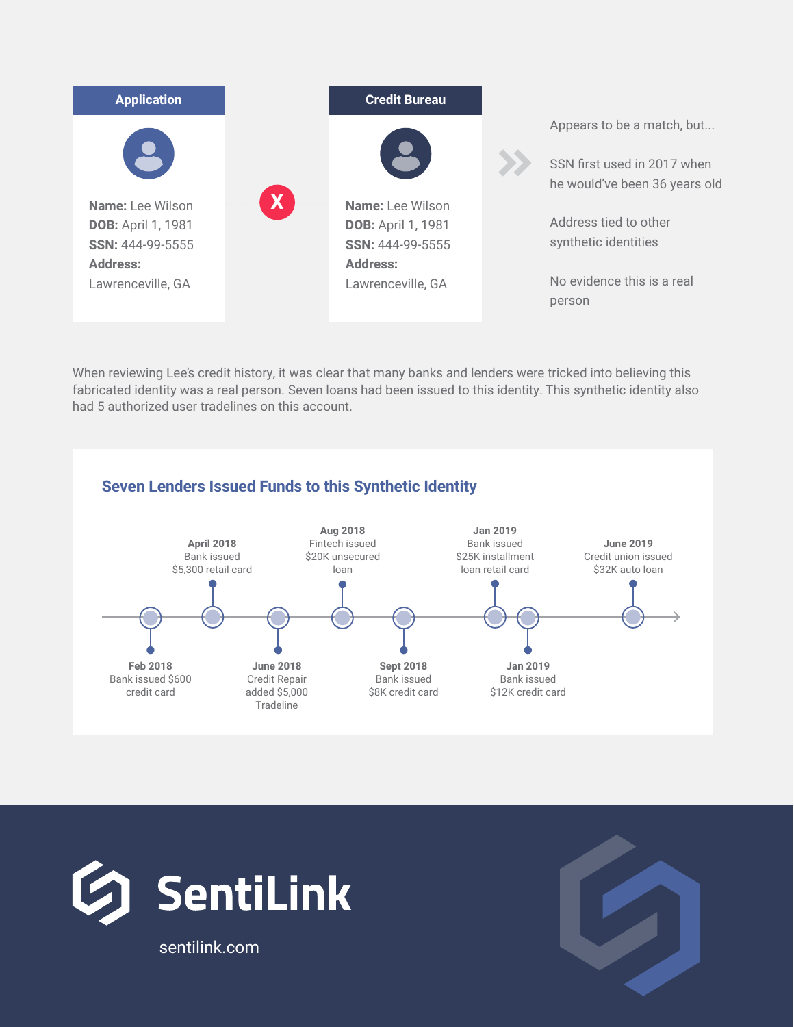**Application**

**Name:** Lee Wilson
**DOB:** April 1, 1981
**SSN:** 444-99-5555
**Address:**
Lawrenceville, GA

**Credit Bureau**

**Name:** Lee Wilson
**DOB:** April 1, 1981
**SSN:** 444-99-5555
**Address:**
Lawrenceville, GA

Appears to be a match, but...

SSN first used in 2017 when he would've been 36 years old

Address tied to other synthetic identities

No evidence this is a real person

When reviewing Lee's credit history, it was clear that many banks and lenders were tricked into believing this fabricated identity was a real person. Seven loans had been issued to this identity. This synthetic identity also had 5 authorized user tradelines on this account.

## Seven Lenders Issued Funds to this Synthetic Identity

- **Feb 2018** Bank issued $600 credit card
- **April 2018** Bank issued $5,300 retail card
- **June 2018** Credit Repair added $5,000 Tradeline
- **Aug 2018** Fintech issued $20K unsecured loan
- **Sept 2018** Bank issued $8K credit card
- **Jan 2019** Bank issued $25K installment loan retail card
- **Jan 2019** Bank issued $12K credit card
- **June 2019** Credit union issued $32K auto loan

**SentiLink**

sentilink.com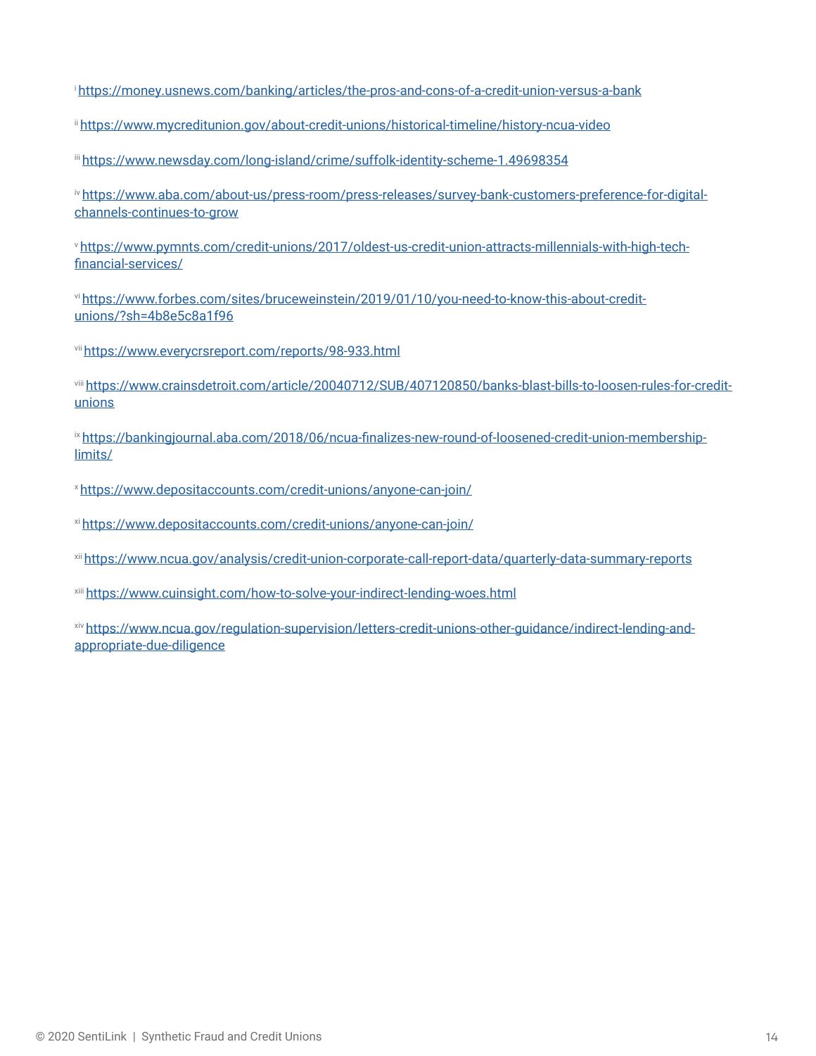[i] https://money.usnews.com/banking/articles/the-pros-and-cons-of-a-credit-union-versus-a-bank

[ii] https://www.mycreditunion.gov/about-credit-unions/historical-timeline/history-ncua-video

[iii] https://www.newsday.com/long-island/crime/suffolk-identity-scheme-1.49698354

[iv] https://www.aba.com/about-us/press-room/press-releases/survey-bank-customers-preference-for-digital-channels-continues-to-grow

[v] https://www.pymnts.com/credit-unions/2017/oldest-us-credit-union-attracts-millennials-with-high-tech-financial-services/

[vi] https://www.forbes.com/sites/bruceweinstein/2019/01/10/you-need-to-know-this-about-credit-unions/?sh=4b8e5c8a1f96

[vii] https://www.everycrsreport.com/reports/98-933.html

[viii] https://www.crainsdetroit.com/article/20040712/SUB/407120850/banks-blast-bills-to-loosen-rules-for-credit-unions

[ix] https://bankingjournal.aba.com/2018/06/ncua-finalizes-new-round-of-loosened-credit-union-membership-limits/

[x] https://www.depositaccounts.com/credit-unions/anyone-can-join/

[xi] https://www.depositaccounts.com/credit-unions/anyone-can-join/

[xii] https://www.ncua.gov/analysis/credit-union-corporate-call-report-data/quarterly-data-summary-reports

[xiii] https://www.cuinsight.com/how-to-solve-your-indirect-lending-woes.html

[xiv] https://www.ncua.gov/regulation-supervision/letters-credit-unions-other-guidance/indirect-lending-and-appropriate-due-diligence